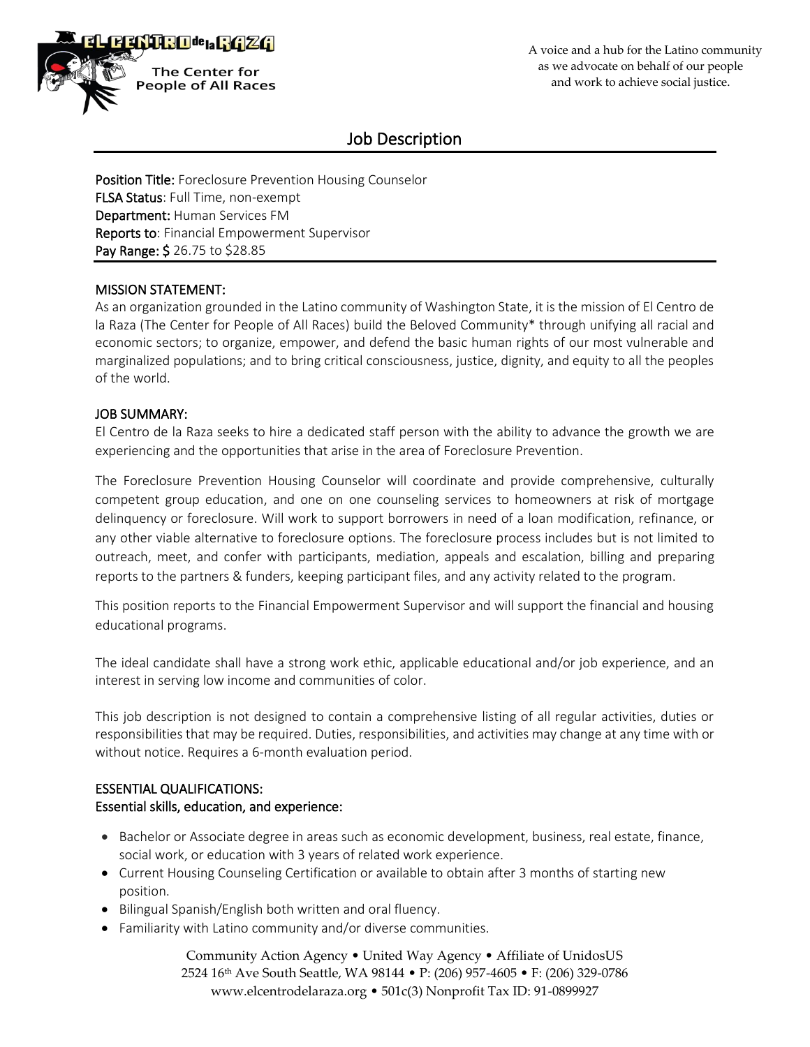EL CENTRO de la RAZA

The Center for People of All Races

A voice and a hub for the Latino community as we advocate on behalf of our people and work to achieve social justice.

# Job Description

**Position Title:** Foreclosure Prevention Housing Counselor
**FLSA Status**: Full Time, non-exempt
**Department:** Human Services FM
**Reports to**: Financial Empowerment Supervisor
**Pay Range: $** 26.75 to $28.85

## MISSION STATEMENT:

As an organization grounded in the Latino community of Washington State, it is the mission of El Centro de la Raza (The Center for People of All Races) build the Beloved Community* through unifying all racial and economic sectors; to organize, empower, and defend the basic human rights of our most vulnerable and marginalized populations; and to bring critical consciousness, justice, dignity, and equity to all the peoples of the world.

## JOB SUMMARY:

El Centro de la Raza seeks to hire a dedicated staff person with the ability to advance the growth we are experiencing and the opportunities that arise in the area of Foreclosure Prevention.

The Foreclosure Prevention Housing Counselor will coordinate and provide comprehensive, culturally competent group education, and one on one counseling services to homeowners at risk of mortgage delinquency or foreclosure. Will work to support borrowers in need of a loan modification, refinance, or any other viable alternative to foreclosure options. The foreclosure process includes but is not limited to outreach, meet, and confer with participants, mediation, appeals and escalation, billing and preparing reports to the partners & funders, keeping participant files, and any activity related to the program.

This position reports to the Financial Empowerment Supervisor and will support the financial and housing educational programs.

The ideal candidate shall have a strong work ethic, applicable educational and/or job experience, and an interest in serving low income and communities of color.

This job description is not designed to contain a comprehensive listing of all regular activities, duties or responsibilities that may be required. Duties, responsibilities, and activities may change at any time with or without notice. Requires a 6-month evaluation period.

## ESSENTIAL QUALIFICATIONS:

### Essential skills, education, and experience:

- Bachelor or Associate degree in areas such as economic development, business, real estate, finance, social work, or education with 3 years of related work experience.
- Current Housing Counseling Certification or available to obtain after 3 months of starting new position.
- Bilingual Spanish/English both written and oral fluency.
- Familiarity with Latino community and/or diverse communities.

Community Action Agency • United Way Agency • Affiliate of UnidosUS
2524 16th Ave South Seattle, WA 98144 • P: (206) 957-4605 • F: (206) 329-0786
www.elcentrodelaraza.org • 501c(3) Nonprofit Tax ID: 91-0899927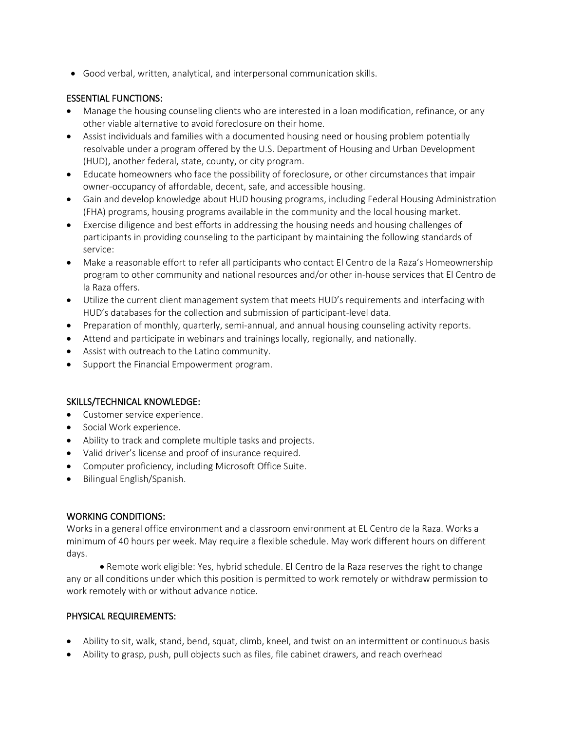- Good verbal, written, analytical, and interpersonal communication skills.

## ESSENTIAL FUNCTIONS:

- Manage the housing counseling clients who are interested in a loan modification, refinance, or any other viable alternative to avoid foreclosure on their home.
- Assist individuals and families with a documented housing need or housing problem potentially resolvable under a program offered by the U.S. Department of Housing and Urban Development (HUD), another federal, state, county, or city program.
- Educate homeowners who face the possibility of foreclosure, or other circumstances that impair owner-occupancy of affordable, decent, safe, and accessible housing.
- Gain and develop knowledge about HUD housing programs, including Federal Housing Administration (FHA) programs, housing programs available in the community and the local housing market.
- Exercise diligence and best efforts in addressing the housing needs and housing challenges of participants in providing counseling to the participant by maintaining the following standards of service:
- Make a reasonable effort to refer all participants who contact El Centro de la Raza's Homeownership program to other community and national resources and/or other in-house services that El Centro de la Raza offers.
- Utilize the current client management system that meets HUD's requirements and interfacing with HUD's databases for the collection and submission of participant-level data.
- Preparation of monthly, quarterly, semi-annual, and annual housing counseling activity reports.
- Attend and participate in webinars and trainings locally, regionally, and nationally.
- Assist with outreach to the Latino community.
- Support the Financial Empowerment program.

## SKILLS/TECHNICAL KNOWLEDGE:

- Customer service experience.
- Social Work experience.
- Ability to track and complete multiple tasks and projects.
- Valid driver's license and proof of insurance required.
- Computer proficiency, including Microsoft Office Suite.
- Bilingual English/Spanish.

## WORKING CONDITIONS:

Works in a general office environment and a classroom environment at EL Centro de la Raza. Works a minimum of 40 hours per week. May require a flexible schedule. May work different hours on different days.

- Remote work eligible: Yes, hybrid schedule. El Centro de la Raza reserves the right to change any or all conditions under which this position is permitted to work remotely or withdraw permission to work remotely with or without advance notice.

## PHYSICAL REQUIREMENTS:

- Ability to sit, walk, stand, bend, squat, climb, kneel, and twist on an intermittent or continuous basis
- Ability to grasp, push, pull objects such as files, file cabinet drawers, and reach overhead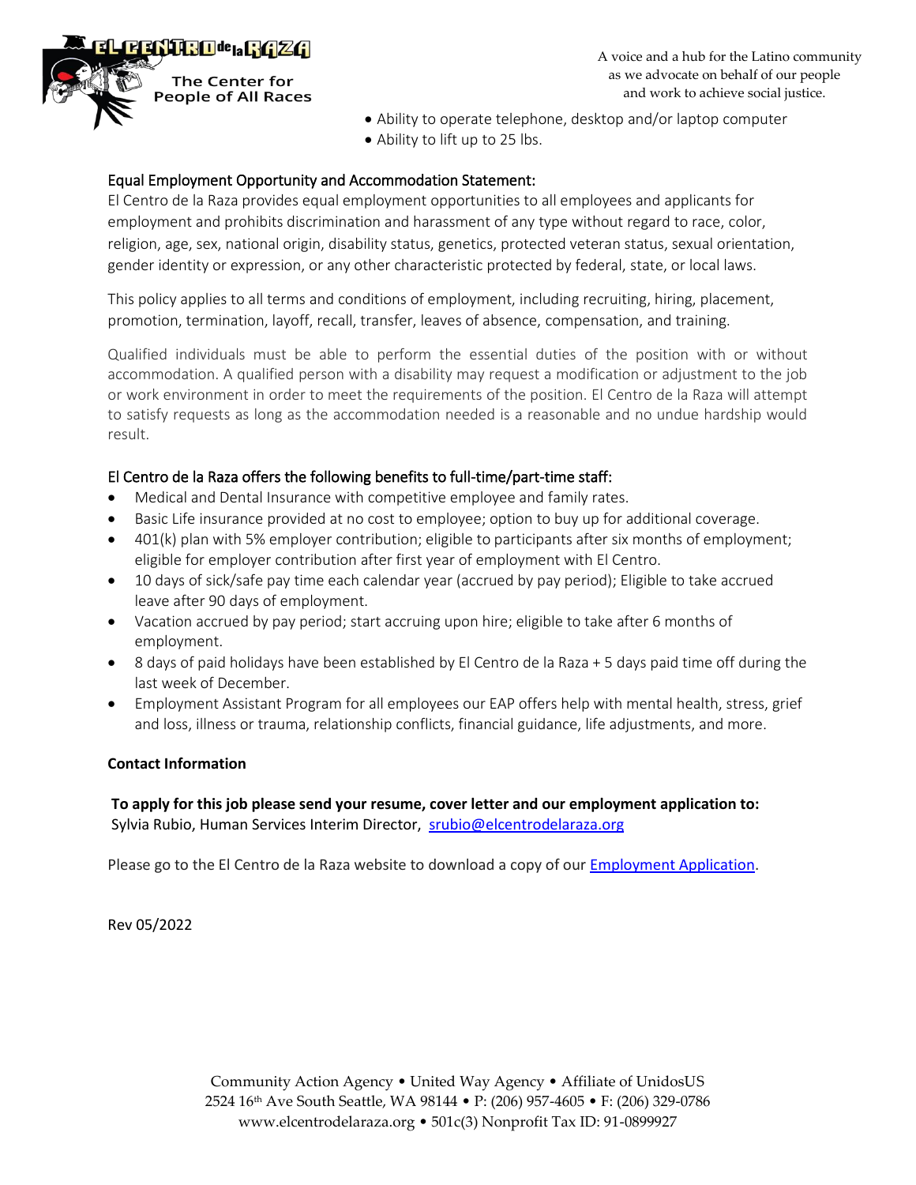- Ability to operate telephone, desktop and/or laptop computer
- Ability to lift up to 25 lbs.

## Equal Employment Opportunity and Accommodation Statement:

El Centro de la Raza provides equal employment opportunities to all employees and applicants for employment and prohibits discrimination and harassment of any type without regard to race, color, religion, age, sex, national origin, disability status, genetics, protected veteran status, sexual orientation, gender identity or expression, or any other characteristic protected by federal, state, or local laws.

This policy applies to all terms and conditions of employment, including recruiting, hiring, placement, promotion, termination, layoff, recall, transfer, leaves of absence, compensation, and training.

Qualified individuals must be able to perform the essential duties of the position with or without accommodation. A qualified person with a disability may request a modification or adjustment to the job or work environment in order to meet the requirements of the position. El Centro de la Raza will attempt to satisfy requests as long as the accommodation needed is a reasonable and no undue hardship would result.

## El Centro de la Raza offers the following benefits to full-time/part-time staff:

- Medical and Dental Insurance with competitive employee and family rates.
- Basic Life insurance provided at no cost to employee; option to buy up for additional coverage.
- 401(k) plan with 5% employer contribution; eligible to participants after six months of employment; eligible for employer contribution after first year of employment with El Centro.
- 10 days of sick/safe pay time each calendar year (accrued by pay period); Eligible to take accrued leave after 90 days of employment.
- Vacation accrued by pay period; start accruing upon hire; eligible to take after 6 months of employment.
- 8 days of paid holidays have been established by El Centro de la Raza + 5 days paid time off during the last week of December.
- Employment Assistant Program for all employees our EAP offers help with mental health, stress, grief and loss, illness or trauma, relationship conflicts, financial guidance, life adjustments, and more.

**Contact Information**

**To apply for this job please send your resume, cover letter and our employment application to:**
Sylvia Rubio, Human Services Interim Director, srubio@elcentrodelaraza.org

Please go to the El Centro de la Raza website to download a copy of our Employment Application.

Rev 05/2022